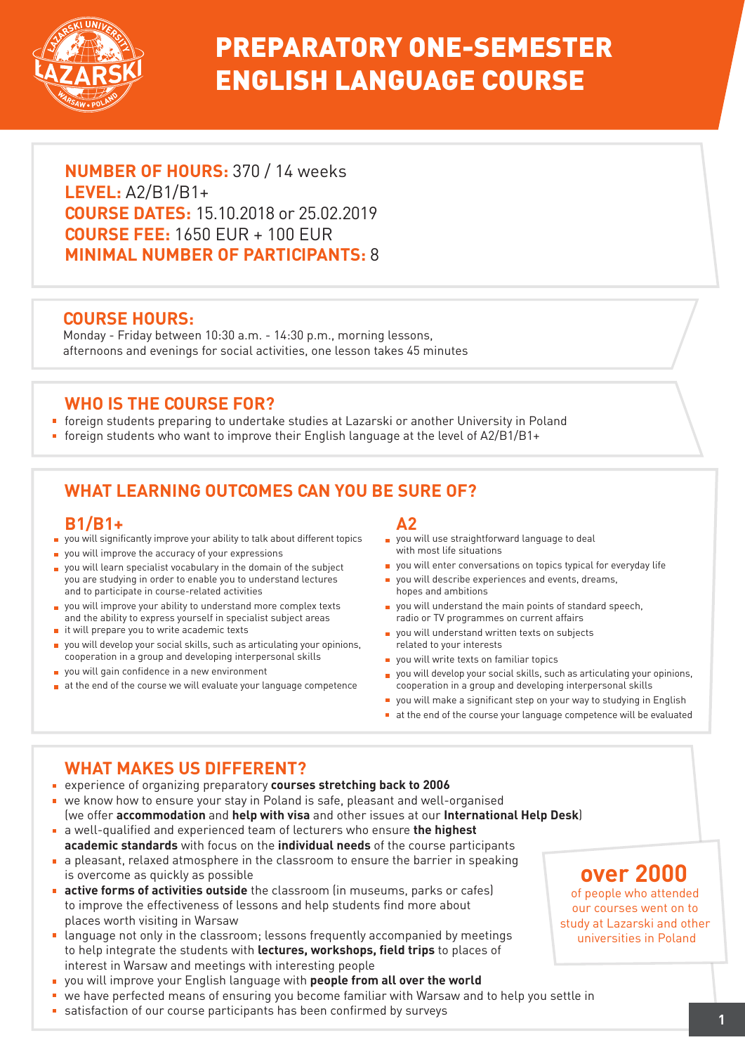# PREPARATORY ONE-SEMESTER ENGLISH LANGUAGE COURSE

**NUMBER OF HOURS:** 370 / 14 weeks
**LEVEL:** A2/B1/B1+
**COURSE DATES:** 15.10.2018 or 25.02.2019
**COURSE FEE:** 1650 EUR + 100 EUR
**MINIMAL NUMBER OF PARTICIPANTS:** 8

## COURSE HOURS:

Monday - Friday between 10:30 a.m. - 14:30 p.m., morning lessons, afternoons and evenings for social activities, one lesson takes 45 minutes

## WHO IS THE COURSE FOR?

- foreign students preparing to undertake studies at Lazarski or another University in Poland
- foreign students who want to improve their English language at the level of A2/B1/B1+

## WHAT LEARNING OUTCOMES CAN YOU BE SURE OF?

### B1/B1+

- you will significantly improve your ability to talk about different topics
- you will improve the accuracy of your expressions
- you will learn specialist vocabulary in the domain of the subject you are studying in order to enable you to understand lectures and to participate in course-related activities
- you will improve your ability to understand more complex texts and the ability to express yourself in specialist subject areas
- it will prepare you to write academic texts
- you will develop your social skills, such as articulating your opinions, cooperation in a group and developing interpersonal skills
- you will gain confidence in a new environment
- at the end of the course we will evaluate your language competence

### A2

- you will use straightforward language to deal with most life situations
- you will enter conversations on topics typical for everyday life
- you will describe experiences and events, dreams, hopes and ambitions
- you will understand the main points of standard speech, radio or TV programmes on current affairs
- you will understand written texts on subjects related to your interests
- you will write texts on familiar topics
- you will develop your social skills, such as articulating your opinions, cooperation in a group and developing interpersonal skills
- you will make a significant step on your way to studying in English
- at the end of the course your language competence will be evaluated

## WHAT MAKES US DIFFERENT?

- experience of organizing preparatory **courses stretching back to 2006**
- we know how to ensure your stay in Poland is safe, pleasant and well-organised (we offer **accommodation** and **help with visa** and other issues at our **International Help Desk**)
- a well-qualified and experienced team of lecturers who ensure **the highest academic standards** with focus on the **individual needs** of the course participants
- a pleasant, relaxed atmosphere in the classroom to ensure the barrier in speaking is overcome as quickly as possible
- **active forms of activities outside** the classroom (in museums, parks or cafes) to improve the effectiveness of lessons and help students find more about places worth visiting in Warsaw
- language not only in the classroom; lessons frequently accompanied by meetings to help integrate the students with **lectures, workshops, field trips** to places of interest in Warsaw and meetings with interesting people
- you will improve your English language with **people from all over the world**
- we have perfected means of ensuring you become familiar with Warsaw and to help you settle in
- satisfaction of our course participants has been confirmed by surveys

**over 2000**
of people who attended our courses went on to study at Lazarski and other universities in Poland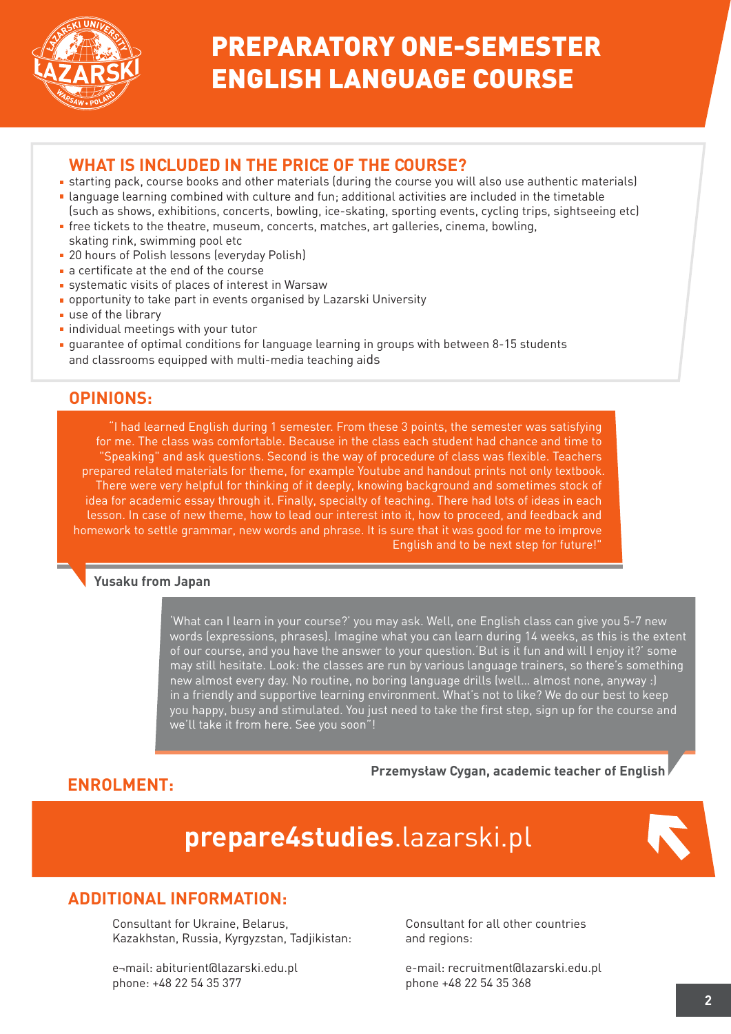# PREPARATORY ONE-SEMESTER ENGLISH LANGUAGE COURSE

## WHAT IS INCLUDED IN THE PRICE OF THE COURSE?

- starting pack, course books and other materials (during the course you will also use authentic materials)
- language learning combined with culture and fun; additional activities are included in the timetable (such as shows, exhibitions, concerts, bowling, ice-skating, sporting events, cycling trips, sightseeing etc)
- free tickets to the theatre, museum, concerts, matches, art galleries, cinema, bowling, skating rink, swimming pool etc
- 20 hours of Polish lessons (everyday Polish)
- a certificate at the end of the course
- systematic visits of places of interest in Warsaw
- opportunity to take part in events organised by Lazarski University
- use of the library
- individual meetings with your tutor
- guarantee of optimal conditions for language learning in groups with between 8-15 students and classrooms equipped with multi-media teaching aids

## OPINIONS:

"I had learned English during 1 semester. From these 3 points, the semester was satisfying for me. The class was comfortable. Because in the class each student had chance and time to "Speaking" and ask questions. Second is the way of procedure of class was flexible. Teachers prepared related materials for theme, for example Youtube and handout prints not only textbook. There were very helpful for thinking of it deeply, knowing background and sometimes stock of idea for academic essay through it. Finally, specialty of teaching. There had lots of ideas in each lesson. In case of new theme, how to lead our interest into it, how to proceed, and feedback and homework to settle grammar, new words and phrase. It is sure that it was good for me to improve English and to be next step for future!"

**Yusaku from Japan**

'What can I learn in your course?' you may ask. Well, one English class can give you 5-7 new words (expressions, phrases). Imagine what you can learn during 14 weeks, as this is the extent of our course, and you have the answer to your question.'But is it fun and will I enjoy it?' some may still hesitate. Look: the classes are run by various language trainers, so there's something new almost every day. No routine, no boring language drills (well... almost none, anyway :) in a friendly and supportive learning environment. What's not to like? We do our best to keep you happy, busy and stimulated. You just need to take the first step, sign up for the course and we'll take it from here. See you soon"!

**Przemysław Cygan, academic teacher of English**

## ENROLMENT:

**prepare4studies**.lazarski.pl

## ADDITIONAL INFORMATION:

Consultant for Ukraine, Belarus, Kazakhstan, Russia, Kyrgyzstan, Tadjikistan:

e¬mail: abiturient@lazarski.edu.pl
phone: +48 22 54 35 377

Consultant for all other countries and regions:

e-mail: recruitment@lazarski.edu.pl
phone +48 22 54 35 368